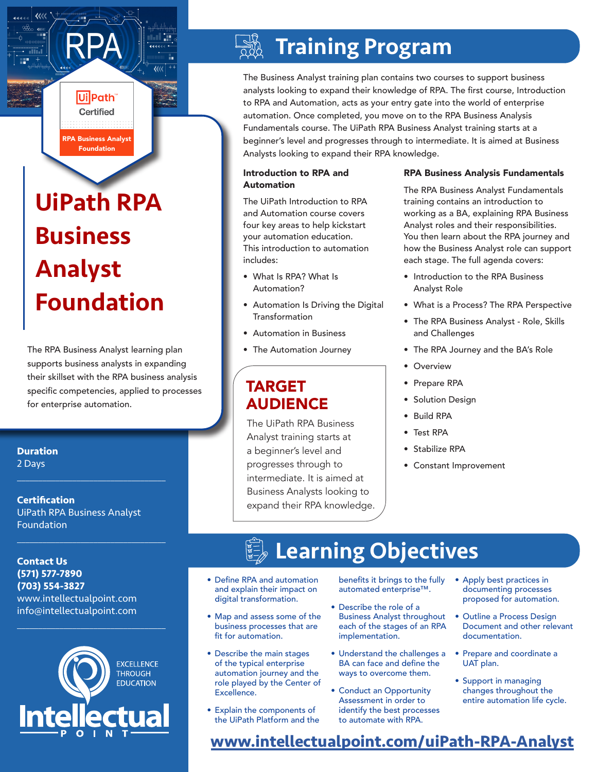RPA

UiPath Certified

RPA Business Analyst Foundation

# UiPath RPA Business Analyst Foundation

The RPA Business Analyst learning plan supports business analysts in expanding their skillset with the RPA business analysis specific competencies, applied to processes for enterprise automation.

**Duration**
2 Days

**Certification**
UiPath RPA Business Analyst Foundation

**Contact Us**
**(571) 577-7890**
**(703) 554-3827**
www.intellectualpoint.com
info@intellectualpoint.com

EXCELLENCE THROUGH EDUCATION

Intellectual POINT

## Training Program

The Business Analyst training plan contains two courses to support business analysts looking to expand their knowledge of RPA. The first course, Introduction to RPA and Automation, acts as your entry gate into the world of enterprise automation. Once completed, you move on to the RPA Business Analysis Fundamentals course. The UiPath RPA Business Analyst training starts at a beginner's level and progresses through to intermediate. It is aimed at Business Analysts looking to expand their RPA knowledge.

### Introduction to RPA and Automation

The UiPath Introduction to RPA and Automation course covers four key areas to help kickstart your automation education. This introduction to automation includes:

- What Is RPA? What Is Automation?
- Automation Is Driving the Digital Transformation
- Automation in Business
- The Automation Journey

### TARGET AUDIENCE

The UiPath RPA Business Analyst training starts at a beginner's level and progresses through to intermediate. It is aimed at Business Analysts looking to expand their RPA knowledge.

### RPA Business Analysis Fundamentals

The RPA Business Analyst Fundamentals training contains an introduction to working as a BA, explaining RPA Business Analyst roles and their responsibilities. You then learn about the RPA journey and how the Business Analyst role can support each stage. The full agenda covers:

- Introduction to the RPA Business Analyst Role
- What is a Process? The RPA Perspective
- The RPA Business Analyst - Role, Skills and Challenges
- The RPA Journey and the BA's Role
- Overview
- Prepare RPA
- Solution Design
- Build RPA
- Test RPA
- Stabilize RPA
- Constant Improvement

## Learning Objectives

- Define RPA and automation and explain their impact on digital transformation.
- Map and assess some of the business processes that are fit for automation.
- Describe the main stages of the typical enterprise automation journey and the role played by the Center of Excellence.
- Explain the components of the UiPath Platform and the benefits it brings to the fully automated enterprise™.
- Describe the role of a Business Analyst throughout each of the stages of an RPA implementation.
- Understand the challenges a BA can face and define the ways to overcome them.
- Conduct an Opportunity Assessment in order to identify the best processes to automate with RPA.
- Apply best practices in documenting processes proposed for automation.
- Outline a Process Design Document and other relevant documentation.
- Prepare and coordinate a UAT plan.
- Support in managing changes throughout the entire automation life cycle.

www.intellectualpoint.com/uiPath-RPA-Analyst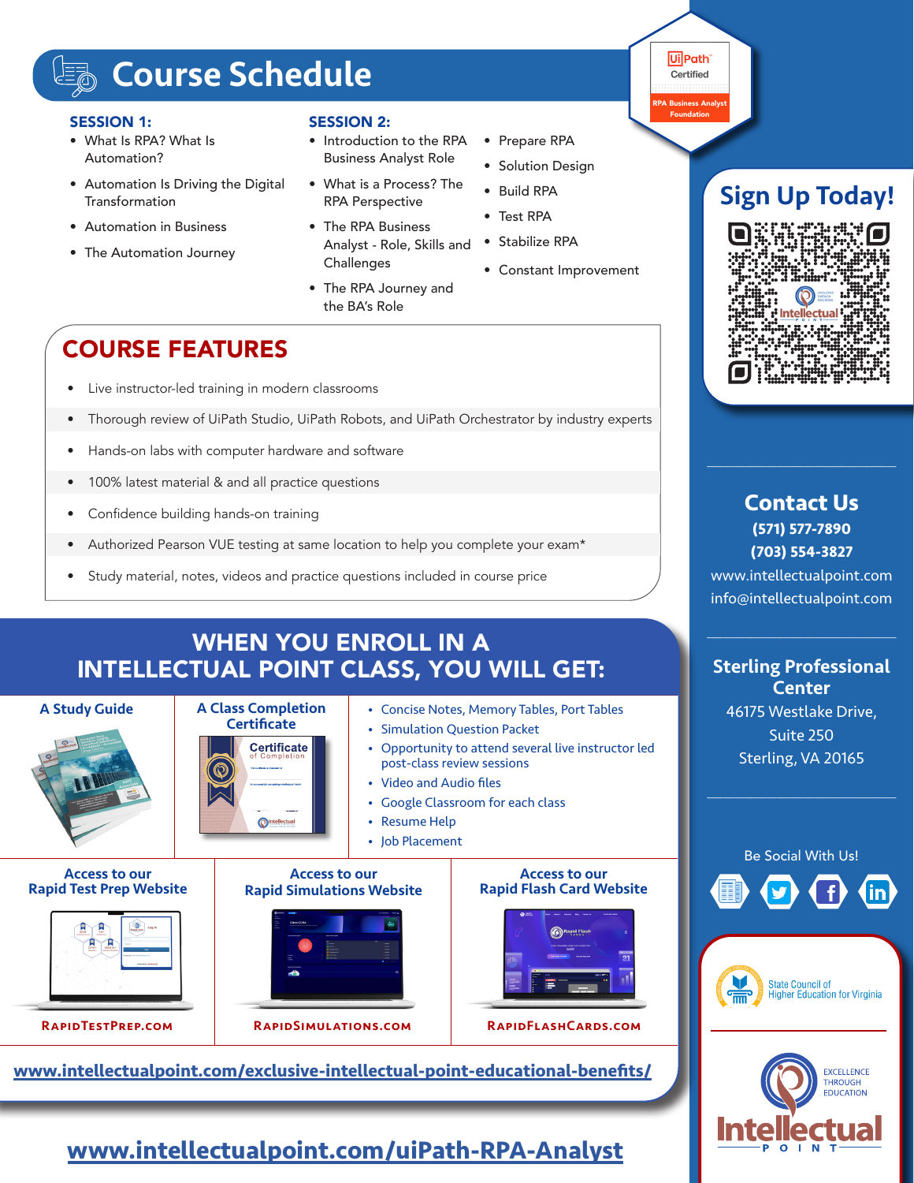# Course Schedule

UiPath Certified
RPA Business Analyst Foundation

### SESSION 1:

- What Is RPA? What Is Automation?
- Automation Is Driving the Digital Transformation
- Automation in Business
- The Automation Journey

### SESSION 2:

- Introduction to the RPA Business Analyst Role
- What is a Process? The RPA Perspective
- The RPA Business Analyst - Role, Skills and Challenges
- The RPA Journey and the BA's Role
- Prepare RPA
- Solution Design
- Build RPA
- Test RPA
- Stabilize RPA
- Constant Improvement

## COURSE FEATURES

- Live instructor-led training in modern classrooms
- Thorough review of UiPath Studio, UiPath Robots, and UiPath Orchestrator by industry experts
- Hands-on labs with computer hardware and software
- 100% latest material & and all practice questions
- Confidence building hands-on training
- Authorized Pearson VUE testing at same location to help you complete your exam*
- Study material, notes, videos and practice questions included in course price

## WHEN YOU ENROLL IN A INTELLECTUAL POINT CLASS, YOU WILL GET:

**A Study Guide**

**A Class Completion Certificate**

- Concise Notes, Memory Tables, Port Tables
- Simulation Question Packet
- Opportunity to attend several live instructor led post-class review sessions
- Video and Audio files
- Google Classroom for each class
- Resume Help
- Job Placement

**Access to our Rapid Test Prep Website**
RAPIDTESTPREP.COM

**Access to our Rapid Simulations Website**
RAPIDSIMULATIONS.COM

**Access to our Rapid Flash Card Website**
RAPIDFLASHCARDS.COM

www.intellectualpoint.com/exclusive-intellectual-point-educational-benefits/

## Sign Up Today!

## Contact Us

**(571) 577-7890**
**(703) 554-3827**
www.intellectualpoint.com
info@intellectualpoint.com

## Sterling Professional Center

46175 Westlake Drive,
Suite 250
Sterling, VA 20165

Be Social With Us!

State Council of Higher Education for Virginia

Intellectual Point — Excellence Through Education

www.intellectualpoint.com/uiPath-RPA-Analyst